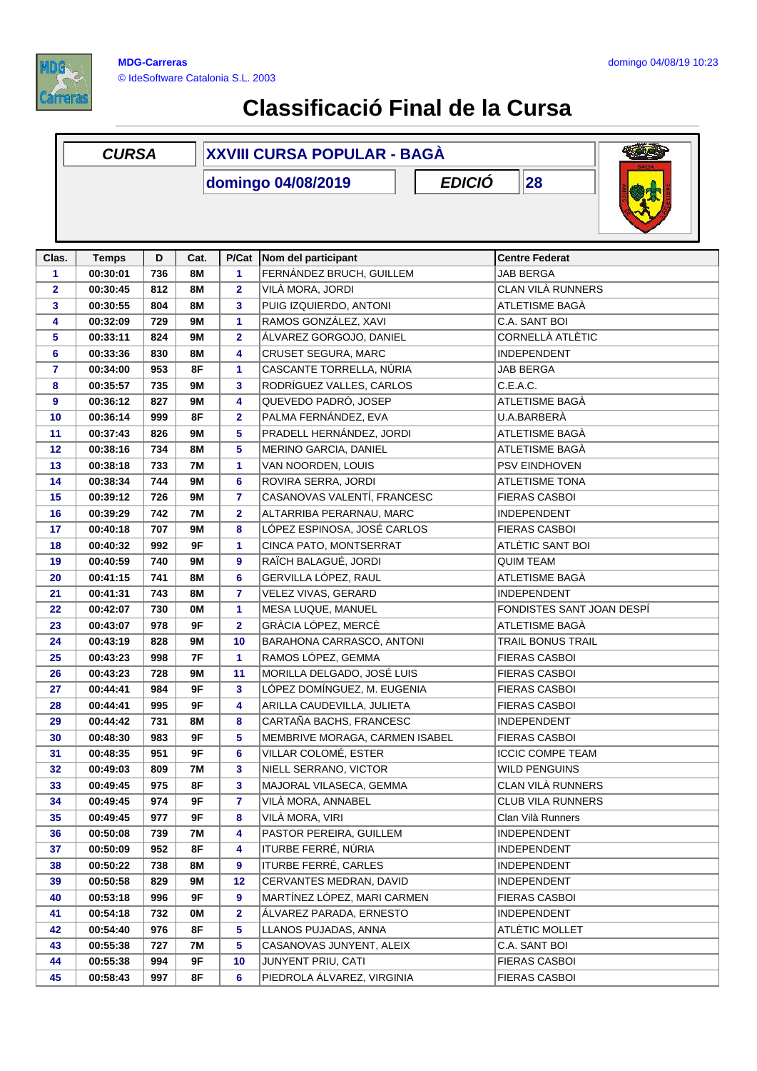MDG-Carreras
© IdeSoftware Catalonia S.L. 2003

domingo 04/08/19 10:23

# Classificació Final de la Cursa

| CURSA | XXVIII CURSA POPULAR - BAGÀ | | |
|---|---|---|---|
| | domingo 04/08/2019 | EDICIÓ | 28 |

| Clas. | Temps | D | Cat. | P/Cat | Nom del participant | Centre Federat |
|---|---|---|---|---|---|---|
| 1 | 00:30:01 | 736 | 8M | 1 | FERNÁNDEZ BRUCH, GUILLEM | JAB BERGA |
| 2 | 00:30:45 | 812 | 8M | 2 | VILÀ MORA, JORDI | CLAN VILÀ RUNNERS |
| 3 | 00:30:55 | 804 | 8M | 3 | PUIG IZQUIERDO, ANTONI | ATLETISME BAGÀ |
| 4 | 00:32:09 | 729 | 9M | 1 | RAMOS GONZÁLEZ, XAVI | C.A. SANT BOI |
| 5 | 00:33:11 | 824 | 9M | 2 | ÁLVAREZ GORGOJO, DANIEL | CORNELLÀ ATLÈTIC |
| 6 | 00:33:36 | 830 | 8M | 4 | CRUSET SEGURA, MARC | INDEPENDENT |
| 7 | 00:34:00 | 953 | 8F | 1 | CASCANTE TORRELLA, NÚRIA | JAB BERGA |
| 8 | 00:35:57 | 735 | 9M | 3 | RODRÍGUEZ VALLES, CARLOS | C.E.A.C. |
| 9 | 00:36:12 | 827 | 9M | 4 | QUEVEDO PADRÓ, JOSEP | ATLETISME BAGÀ |
| 10 | 00:36:14 | 999 | 8F | 2 | PALMA FERNÁNDEZ, EVA | U.A.BARBERÀ |
| 11 | 00:37:43 | 826 | 9M | 5 | PRADELL HERNÁNDEZ, JORDI | ATLETISME BAGÀ |
| 12 | 00:38:16 | 734 | 8M | 5 | MERINO GARCIA, DANIEL | ATLETISME BAGÀ |
| 13 | 00:38:18 | 733 | 7M | 1 | VAN NOORDEN, LOUIS | PSV EINDHOVEN |
| 14 | 00:38:34 | 744 | 9M | 6 | ROVIRA SERRA, JORDI | ATLETISME TONA |
| 15 | 00:39:12 | 726 | 9M | 7 | CASANOVAS VALENTÍ, FRANCESC | FIERAS CASBOI |
| 16 | 00:39:29 | 742 | 7M | 2 | ALTARRIBA PERARNAU, MARC | INDEPENDENT |
| 17 | 00:40:18 | 707 | 9M | 8 | LÓPEZ ESPINOSA, JOSÉ CARLOS | FIERAS CASBOI |
| 18 | 00:40:32 | 992 | 9F | 1 | CINCA PATO, MONTSERRAT | ATLÈTIC SANT BOI |
| 19 | 00:40:59 | 740 | 9M | 9 | RAÏCH BALAGUÉ, JORDI | QUIM TEAM |
| 20 | 00:41:15 | 741 | 8M | 6 | GERVILLA LÓPEZ, RAUL | ATLETISME BAGÀ |
| 21 | 00:41:31 | 743 | 8M | 7 | VELEZ VIVAS, GERARD | INDEPENDENT |
| 22 | 00:42:07 | 730 | 0M | 1 | MESA LUQUE, MANUEL | FONDISTES SANT JOAN DESPÍ |
| 23 | 00:43:07 | 978 | 9F | 2 | GRÀCIA LÓPEZ, MERCÈ | ATLETISME BAGÀ |
| 24 | 00:43:19 | 828 | 9M | 10 | BARAHONA CARRASCO, ANTONI | TRAIL BONUS TRAIL |
| 25 | 00:43:23 | 998 | 7F | 1 | RAMOS LÓPEZ, GEMMA | FIERAS CASBOI |
| 26 | 00:43:23 | 728 | 9M | 11 | MORILLA DELGADO, JOSÉ LUIS | FIERAS CASBOI |
| 27 | 00:44:41 | 984 | 9F | 3 | LÓPEZ DOMÍNGUEZ, M. EUGENIA | FIERAS CASBOI |
| 28 | 00:44:41 | 995 | 9F | 4 | ARILLA CAUDEVILLA, JULIETA | FIERAS CASBOI |
| 29 | 00:44:42 | 731 | 8M | 8 | CARTAÑA BACHS, FRANCESC | INDEPENDENT |
| 30 | 00:48:30 | 983 | 9F | 5 | MEMBRIVE MORAGA, CARMEN ISABEL | FIERAS CASBOI |
| 31 | 00:48:35 | 951 | 9F | 6 | VILLAR COLOMÉ, ESTER | ICCIC COMPE TEAM |
| 32 | 00:49:03 | 809 | 7M | 3 | NIELL SERRANO, VICTOR | WILD PENGUINS |
| 33 | 00:49:45 | 975 | 8F | 3 | MAJORAL VILASECA, GEMMA | CLAN VILÀ RUNNERS |
| 34 | 00:49:45 | 974 | 9F | 7 | VILÀ MORA, ANNABEL | CLUB VILA RUNNERS |
| 35 | 00:49:45 | 977 | 9F | 8 | VILÀ MORA, VIRI | Clan Vilà Runners |
| 36 | 00:50:08 | 739 | 7M | 4 | PASTOR PEREIRA, GUILLEM | INDEPENDENT |
| 37 | 00:50:09 | 952 | 8F | 4 | ITURBE FERRÉ, NÚRIA | INDEPENDENT |
| 38 | 00:50:22 | 738 | 8M | 9 | ITURBE FERRÉ, CARLES | INDEPENDENT |
| 39 | 00:50:58 | 829 | 9M | 12 | CERVANTES MEDRAN, DAVID | INDEPENDENT |
| 40 | 00:53:18 | 996 | 9F | 9 | MARTÍNEZ LÓPEZ, MARI CARMEN | FIERAS CASBOI |
| 41 | 00:54:18 | 732 | 0M | 2 | ÁLVAREZ PARADA, ERNESTO | INDEPENDENT |
| 42 | 00:54:40 | 976 | 8F | 5 | LLANOS PUJADAS, ANNA | ATLÈTIC MOLLET |
| 43 | 00:55:38 | 727 | 7M | 5 | CASANOVAS JUNYENT, ALEIX | C.A. SANT BOI |
| 44 | 00:55:38 | 994 | 9F | 10 | JUNYENT PRIU, CATI | FIERAS CASBOI |
| 45 | 00:58:43 | 997 | 8F | 6 | PIEDROLA ÁLVAREZ, VIRGINIA | FIERAS CASBOI |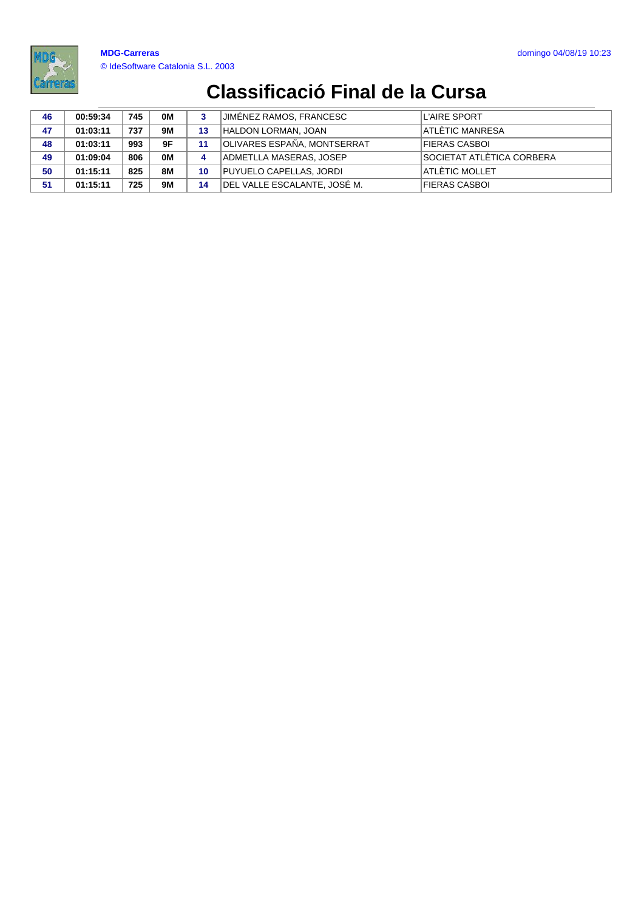# Classificació Final de la Cursa

| 46 | 00:59:34 | 745 | 0M | 3 | JIMÉNEZ RAMOS, FRANCESC | L'AIRE SPORT |
|---|---|---|---|---|---|---|
| 47 | 01:03:11 | 737 | 9M | 13 | HALDON LORMAN, JOAN | ATLÈTIC MANRESA |
| 48 | 01:03:11 | 993 | 9F | 11 | OLIVARES ESPAÑA, MONTSERRAT | FIERAS CASBOI |
| 49 | 01:09:04 | 806 | 0M | 4 | ADMETLLA MASERAS, JOSEP | SOCIETAT ATLÈTICA CORBERA |
| 50 | 01:15:11 | 825 | 8M | 10 | PUYUELO CAPELLAS, JORDI | ATLÈTIC MOLLET |
| 51 | 01:15:11 | 725 | 9M | 14 | DEL VALLE ESCALANTE, JOSÉ M. | FIERAS CASBOI |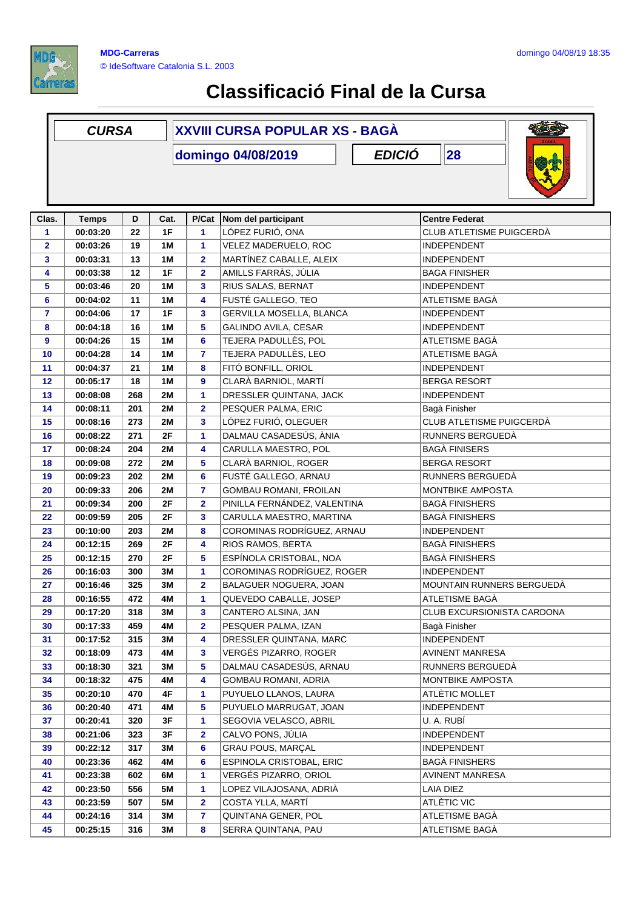MDG-Carreras
© IdeSoftware Catalonia S.L. 2003

domingo 04/08/19 18:35

# Classificació Final de la Cursa

| CURSA | XXVIII CURSA POPULAR XS - BAGÀ | | |
|---|---|---|---|
| | domingo 04/08/2019 | EDICIÓ | 28 |

| Clas. | Temps | D | Cat. | P/Cat | Nom del participant | Centre Federat |
|---|---|---|---|---|---|---|
| 1 | 00:03:20 | 22 | 1F | 1 | LÓPEZ FURIÓ, ONA | CLUB ATLETISME PUIGCERDÀ |
| 2 | 00:03:26 | 19 | 1M | 1 | VELEZ MADERUELO, ROC | INDEPENDENT |
| 3 | 00:03:31 | 13 | 1M | 2 | MARTÍNEZ CABALLE, ALEIX | INDEPENDENT |
| 4 | 00:03:38 | 12 | 1F | 2 | AMILLS FARRÀS, JÚLIA | BAGA FINISHER |
| 5 | 00:03:46 | 20 | 1M | 3 | RIUS SALAS, BERNAT | INDEPENDENT |
| 6 | 00:04:02 | 11 | 1M | 4 | FUSTÉ GALLEGO, TEO | ATLETISME BAGÀ |
| 7 | 00:04:06 | 17 | 1F | 3 | GERVILLA MOSELLA, BLANCA | INDEPENDENT |
| 8 | 00:04:18 | 16 | 1M | 5 | GALINDO AVILA, CESAR | INDEPENDENT |
| 9 | 00:04:26 | 15 | 1M | 6 | TEJERA PADULLÈS, POL | ATLETISME BAGÀ |
| 10 | 00:04:28 | 14 | 1M | 7 | TEJERA PADULLÈS, LEO | ATLETISME BAGÀ |
| 11 | 00:04:37 | 21 | 1M | 8 | FITÓ BONFILL, ORIOL | INDEPENDENT |
| 12 | 00:05:17 | 18 | 1M | 9 | CLARÀ BARNIOL, MARTÍ | BERGA RESORT |
| 13 | 00:08:08 | 268 | 2M | 1 | DRESSLER QUINTANA, JACK | INDEPENDENT |
| 14 | 00:08:11 | 201 | 2M | 2 | PESQUER PALMA, ERIC | Bagà Finisher |
| 15 | 00:08:16 | 273 | 2M | 3 | LÓPEZ FURIÓ, OLEGUER | CLUB ATLETISME PUIGCERDÀ |
| 16 | 00:08:22 | 271 | 2F | 1 | DALMAU CASADESÚS, ÀNIA | RUNNERS BERGUEDÀ |
| 17 | 00:08:24 | 204 | 2M | 4 | CARULLA MAESTRO, POL | BAGÀ FINISERS |
| 18 | 00:09:08 | 272 | 2M | 5 | CLARÀ BARNIOL, ROGER | BERGA RESORT |
| 19 | 00:09:23 | 202 | 2M | 6 | FUSTÉ GALLEGO, ARNAU | RUNNERS BERGUEDÀ |
| 20 | 00:09:33 | 206 | 2M | 7 | GOMBAU ROMANI, FROILAN | MONTBIKE AMPOSTA |
| 21 | 00:09:34 | 200 | 2F | 2 | PINILLA FERNÁNDEZ, VALENTINA | BAGÀ FINISHERS |
| 22 | 00:09:59 | 205 | 2F | 3 | CARULLA MAESTRO, MARTINA | BAGÀ FINISHERS |
| 23 | 00:10:00 | 203 | 2M | 8 | COROMINAS RODRÍGUEZ, ARNAU | INDEPENDENT |
| 24 | 00:12:15 | 269 | 2F | 4 | RIOS RAMOS, BERTA | BAGÀ FINISHERS |
| 25 | 00:12:15 | 270 | 2F | 5 | ESPÍNOLA CRISTOBAL, NOA | BAGÀ FINISHERS |
| 26 | 00:16:03 | 300 | 3M | 1 | COROMINAS RODRÍGUEZ, ROGER | INDEPENDENT |
| 27 | 00:16:46 | 325 | 3M | 2 | BALAGUER NOGUERA, JOAN | MOUNTAIN RUNNERS BERGUEDÀ |
| 28 | 00:16:55 | 472 | 4M | 1 | QUEVEDO CABALLE, JOSEP | ATLETISME BAGÀ |
| 29 | 00:17:20 | 318 | 3M | 3 | CANTERO ALSINA, JAN | CLUB EXCURSIONISTA CARDONA |
| 30 | 00:17:33 | 459 | 4M | 2 | PESQUER PALMA, IZAN | Bagà Finisher |
| 31 | 00:17:52 | 315 | 3M | 4 | DRESSLER QUINTANA, MARC | INDEPENDENT |
| 32 | 00:18:09 | 473 | 4M | 3 | VERGÉS PIZARRO, ROGER | AVINENT MANRESA |
| 33 | 00:18:30 | 321 | 3M | 5 | DALMAU CASADESÚS, ARNAU | RUNNERS BERGUEDÀ |
| 34 | 00:18:32 | 475 | 4M | 4 | GOMBAU ROMANI, ADRIA | MONTBIKE AMPOSTA |
| 35 | 00:20:10 | 470 | 4F | 1 | PUYUELO LLANOS, LAURA | ATLÈTIC MOLLET |
| 36 | 00:20:40 | 471 | 4M | 5 | PUYUELO MARRUGAT, JOAN | INDEPENDENT |
| 37 | 00:20:41 | 320 | 3F | 1 | SEGOVIA VELASCO, ABRIL | U. A. RUBÍ |
| 38 | 00:21:06 | 323 | 3F | 2 | CALVO PONS, JÚLIA | INDEPENDENT |
| 39 | 00:22:12 | 317 | 3M | 6 | GRAU POUS, MARÇAL | INDEPENDENT |
| 40 | 00:23:36 | 462 | 4M | 6 | ESPINOLA CRISTOBAL, ERIC | BAGÀ FINISHERS |
| 41 | 00:23:38 | 602 | 6M | 1 | VERGÉS PIZARRO, ORIOL | AVINENT MANRESA |
| 42 | 00:23:50 | 556 | 5M | 1 | LOPEZ VILAJOSANA, ADRIÀ | LAIA DIEZ |
| 43 | 00:23:59 | 507 | 5M | 2 | COSTA YLLA, MARTÍ | ATLÈTIC VIC |
| 44 | 00:24:16 | 314 | 3M | 7 | QUINTANA GENER, POL | ATLETISME BAGÀ |
| 45 | 00:25:15 | 316 | 3M | 8 | SERRA QUINTANA, PAU | ATLETISME BAGÀ |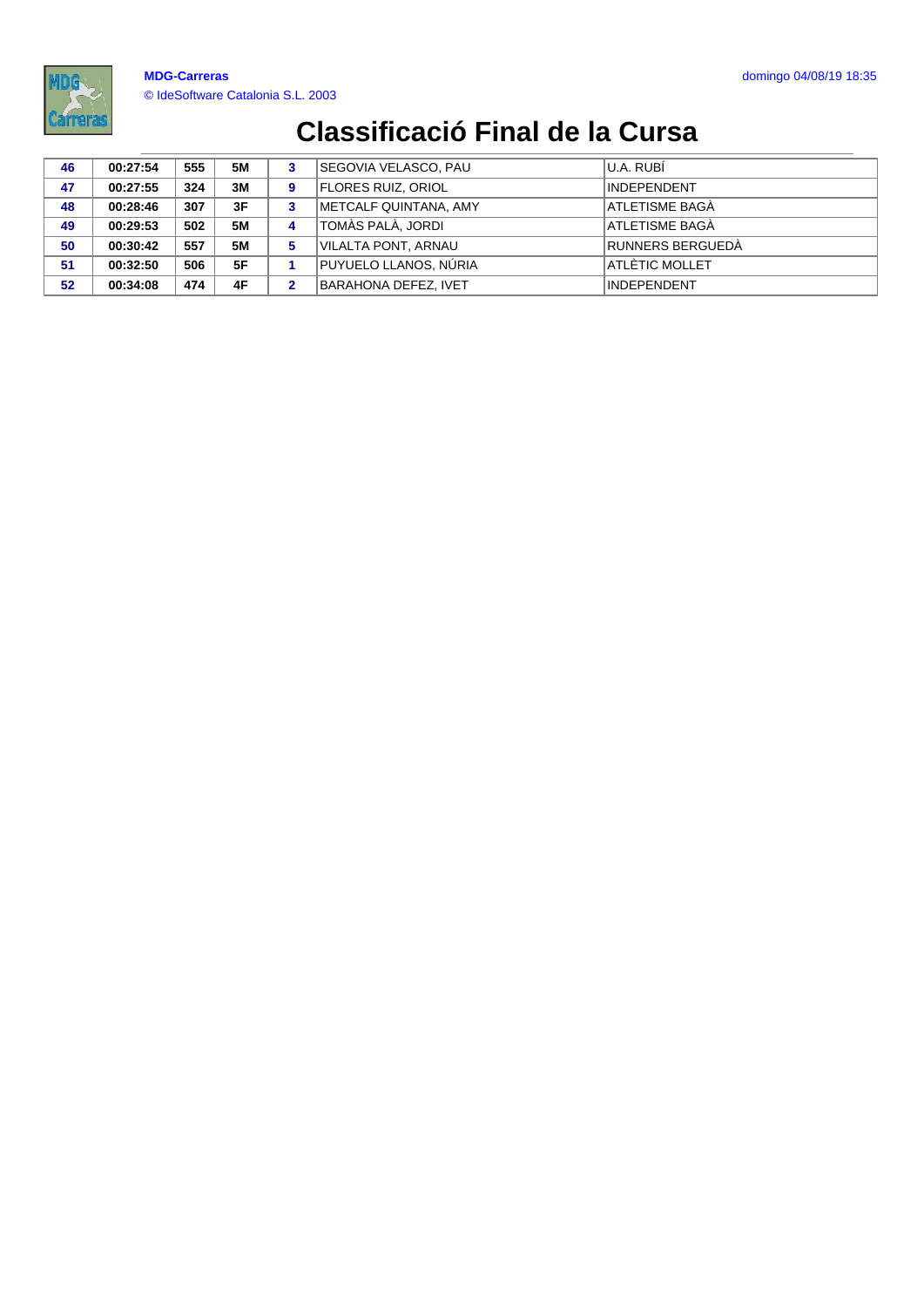# Classificació Final de la Cursa

| | | | | | | |
|---|---|---|---|---|---|---|
| 46 | 00:27:54 | 555 | 5M | 3 | SEGOVIA VELASCO, PAU | U.A. RUBÍ |
| 47 | 00:27:55 | 324 | 3M | 9 | FLORES RUIZ, ORIOL | INDEPENDENT |
| 48 | 00:28:46 | 307 | 3F | 3 | METCALF QUINTANA, AMY | ATLETISME BAGÀ |
| 49 | 00:29:53 | 502 | 5M | 4 | TOMÀS PALÀ, JORDI | ATLETISME BAGÀ |
| 50 | 00:30:42 | 557 | 5M | 5 | VILALTA PONT, ARNAU | RUNNERS BERGUEDÀ |
| 51 | 00:32:50 | 506 | 5F | 1 | PUYUELO LLANOS, NÚRIA | ATLÈTIC MOLLET |
| 52 | 00:34:08 | 474 | 4F | 2 | BARAHONA DEFEZ, IVET | INDEPENDENT |